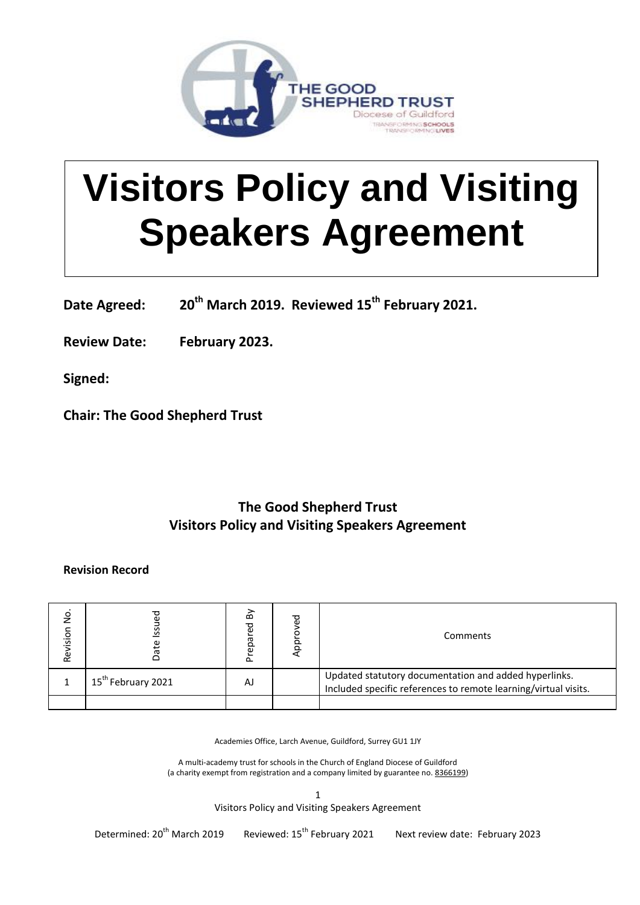# Visitors Policy and Visiting Speakers Agreement

**Date Agreed:** **20th March 2019. Reviewed 15th February 2021.**

**Review Date:** **February 2023.**

**Signed:**

**Chair: The Good Shepherd Trust**

## The Good Shepherd Trust
## Visitors Policy and Visiting Speakers Agreement

**Revision Record**

| Revision No. | Date Issued | Prepared By | Approved | Comments |
|---|---|---|---|---|
| 1 | 15th February 2021 | AJ | | Updated statutory documentation and added hyperlinks. Included specific references to remote learning/virtual visits. |
| | | | | |

Academies Office, Larch Avenue, Guildford, Surrey GU1 1JY

A multi-academy trust for schools in the Church of England Diocese of Guildford
(a charity exempt from registration and a company limited by guarantee no. 8366199)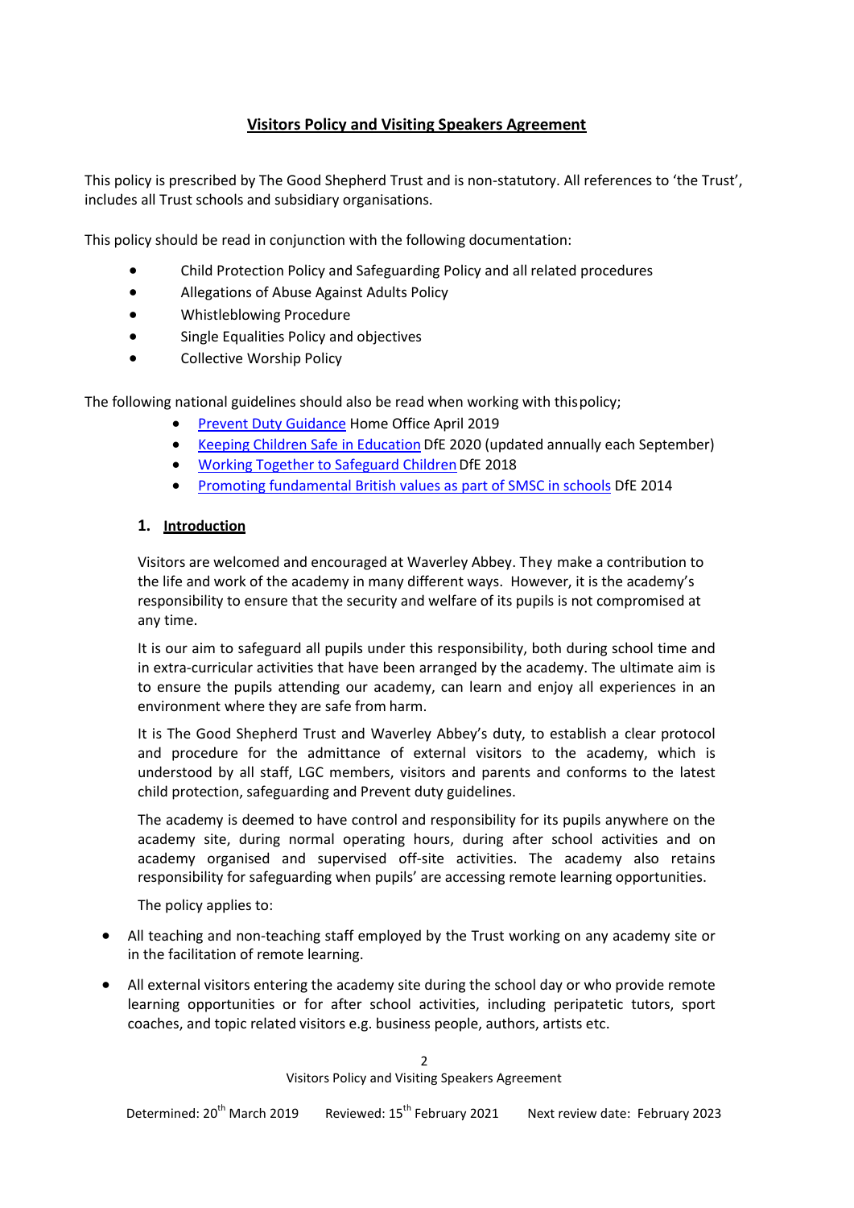## Visitors Policy and Visiting Speakers Agreement

This policy is prescribed by The Good Shepherd Trust and is non-statutory. All references to 'the Trust', includes all Trust schools and subsidiary organisations.

This policy should be read in conjunction with the following documentation:

- Child Protection Policy and Safeguarding Policy and all related procedures
- Allegations of Abuse Against Adults Policy
- Whistleblowing Procedure
- Single Equalities Policy and objectives
- Collective Worship Policy

The following national guidelines should also be read when working with this policy;

- Prevent Duty Guidance Home Office April 2019
- Keeping Children Safe in Education DfE 2020 (updated annually each September)
- Working Together to Safeguard Children DfE 2018
- Promoting fundamental British values as part of SMSC in schools DfE 2014

### 1. Introduction

Visitors are welcomed and encouraged at Waverley Abbey. They make a contribution to the life and work of the academy in many different ways. However, it is the academy's responsibility to ensure that the security and welfare of its pupils is not compromised at any time.

It is our aim to safeguard all pupils under this responsibility, both during school time and in extra-curricular activities that have been arranged by the academy. The ultimate aim is to ensure the pupils attending our academy, can learn and enjoy all experiences in an environment where they are safe from harm.

It is The Good Shepherd Trust and Waverley Abbey's duty, to establish a clear protocol and procedure for the admittance of external visitors to the academy, which is understood by all staff, LGC members, visitors and parents and conforms to the latest child protection, safeguarding and Prevent duty guidelines.

The academy is deemed to have control and responsibility for its pupils anywhere on the academy site, during normal operating hours, during after school activities and on academy organised and supervised off-site activities. The academy also retains responsibility for safeguarding when pupils' are accessing remote learning opportunities.

The policy applies to:

- All teaching and non-teaching staff employed by the Trust working on any academy site or in the facilitation of remote learning.
- All external visitors entering the academy site during the school day or who provide remote learning opportunities or for after school activities, including peripatetic tutors, sport coaches, and topic related visitors e.g. business people, authors, artists etc.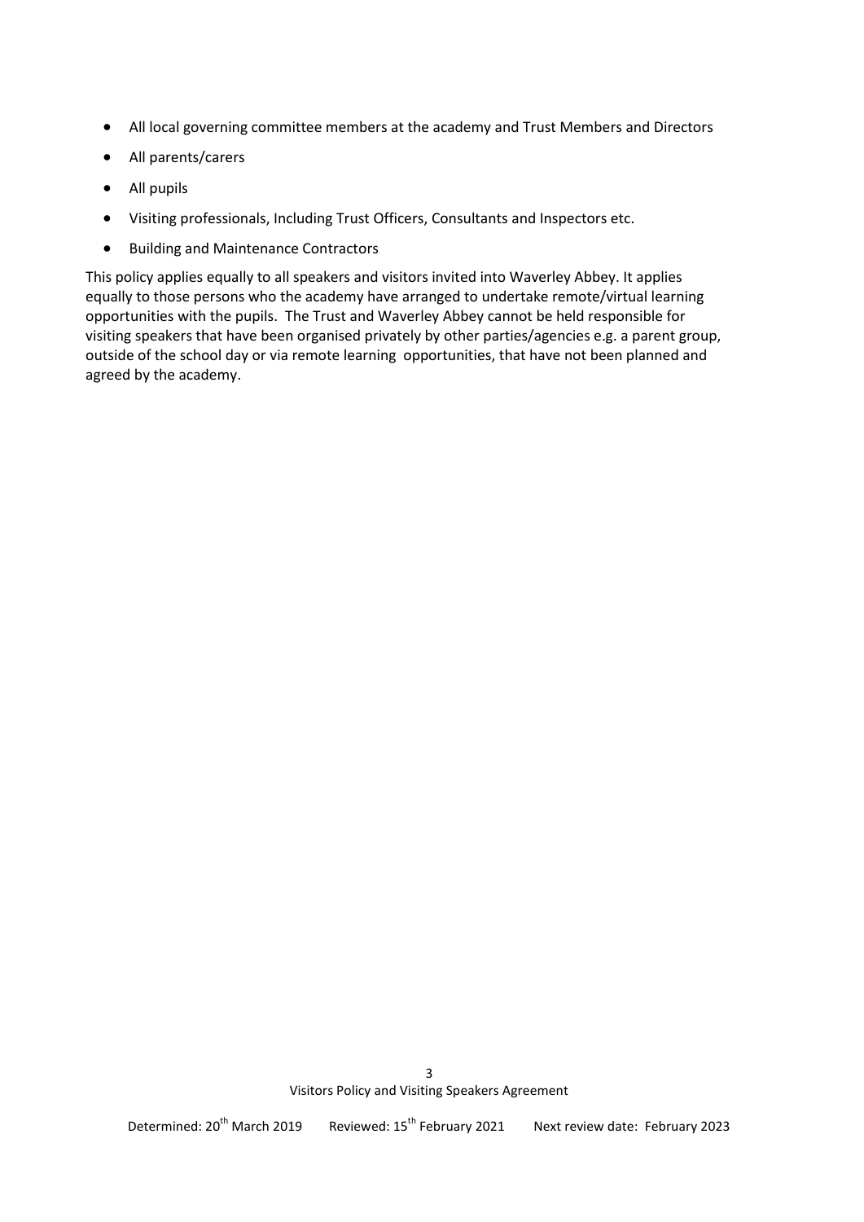- All local governing committee members at the academy and Trust Members and Directors
- All parents/carers
- All pupils
- Visiting professionals, Including Trust Officers, Consultants and Inspectors etc.
- Building and Maintenance Contractors

This policy applies equally to all speakers and visitors invited into Waverley Abbey. It applies equally to those persons who the academy have arranged to undertake remote/virtual learning opportunities with the pupils. The Trust and Waverley Abbey cannot be held responsible for visiting speakers that have been organised privately by other parties/agencies e.g. a parent group, outside of the school day or via remote learning opportunities, that have not been planned and agreed by the academy.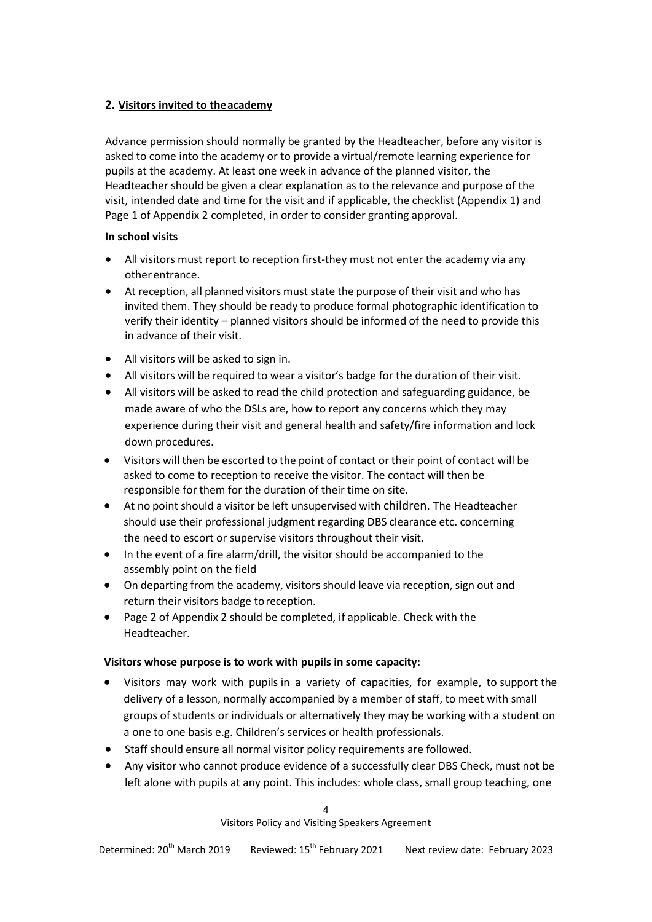## 2. Visitors invited to the academy

Advance permission should normally be granted by the Headteacher, before any visitor is asked to come into the academy or to provide a virtual/remote learning experience for pupils at the academy. At least one week in advance of the planned visitor, the Headteacher should be given a clear explanation as to the relevance and purpose of the visit, intended date and time for the visit and if applicable, the checklist (Appendix 1) and Page 1 of Appendix 2 completed, in order to consider granting approval.

**In school visits**

- All visitors must report to reception first-they must not enter the academy via any other entrance.
- At reception, all planned visitors must state the purpose of their visit and who has invited them. They should be ready to produce formal photographic identification to verify their identity – planned visitors should be informed of the need to provide this in advance of their visit.
- All visitors will be asked to sign in.
- All visitors will be required to wear a visitor's badge for the duration of their visit.
- All visitors will be asked to read the child protection and safeguarding guidance, be made aware of who the DSLs are, how to report any concerns which they may experience during their visit and general health and safety/fire information and lock down procedures.
- Visitors will then be escorted to the point of contact or their point of contact will be asked to come to reception to receive the visitor. The contact will then be responsible for them for the duration of their time on site.
- At no point should a visitor be left unsupervised with children. The Headteacher should use their professional judgment regarding DBS clearance etc. concerning the need to escort or supervise visitors throughout their visit.
- In the event of a fire alarm/drill, the visitor should be accompanied to the assembly point on the field
- On departing from the academy, visitors should leave via reception, sign out and return their visitors badge to reception.
- Page 2 of Appendix 2 should be completed, if applicable. Check with the Headteacher.

**Visitors whose purpose is to work with pupils in some capacity:**

- Visitors may work with pupils in a variety of capacities, for example, to support the delivery of a lesson, normally accompanied by a member of staff, to meet with small groups of students or individuals or alternatively they may be working with a student on a one to one basis e.g. Children's services or health professionals.
- Staff should ensure all normal visitor policy requirements are followed.
- Any visitor who cannot produce evidence of a successfully clear DBS Check, must not be left alone with pupils at any point. This includes: whole class, small group teaching, one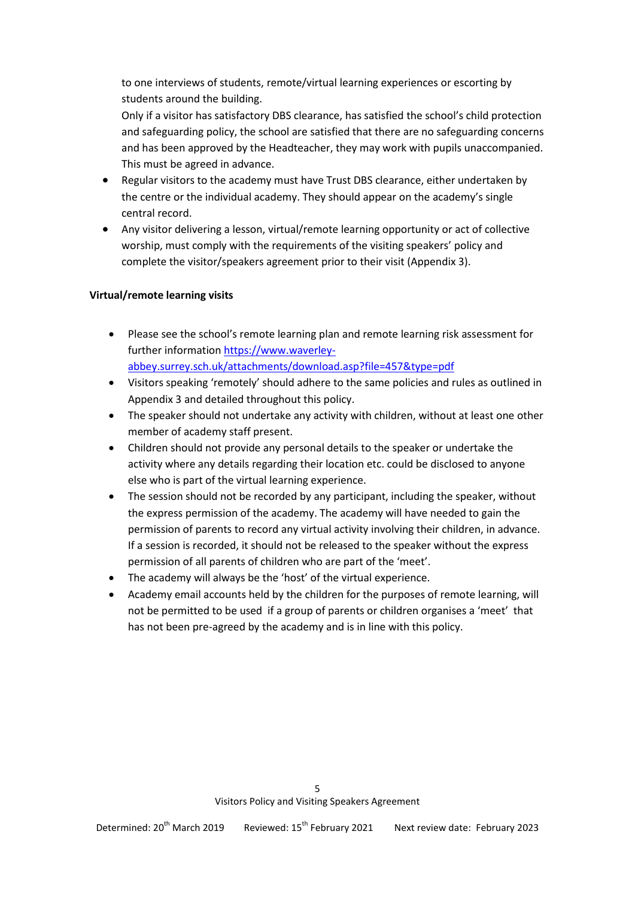to one interviews of students, remote/virtual learning experiences or escorting by students around the building.
Only if a visitor has satisfactory DBS clearance, has satisfied the school's child protection and safeguarding policy, the school are satisfied that there are no safeguarding concerns and has been approved by the Headteacher, they may work with pupils unaccompanied. This must be agreed in advance.

- Regular visitors to the academy must have Trust DBS clearance, either undertaken by the centre or the individual academy. They should appear on the academy's single central record.
- Any visitor delivering a lesson, virtual/remote learning opportunity or act of collective worship, must comply with the requirements of the visiting speakers' policy and complete the visitor/speakers agreement prior to their visit (Appendix 3).

**Virtual/remote learning visits**

- Please see the school's remote learning plan and remote learning risk assessment for further information [https://www.waverley-abbey.surrey.sch.uk/attachments/download.asp?file=457&type=pdf](https://www.waverley-abbey.surrey.sch.uk/attachments/download.asp?file=457&type=pdf)
- Visitors speaking 'remotely' should adhere to the same policies and rules as outlined in Appendix 3 and detailed throughout this policy.
- The speaker should not undertake any activity with children, without at least one other member of academy staff present.
- Children should not provide any personal details to the speaker or undertake the activity where any details regarding their location etc. could be disclosed to anyone else who is part of the virtual learning experience.
- The session should not be recorded by any participant, including the speaker, without the express permission of the academy. The academy will have needed to gain the permission of parents to record any virtual activity involving their children, in advance. If a session is recorded, it should not be released to the speaker without the express permission of all parents of children who are part of the 'meet'.
- The academy will always be the 'host' of the virtual experience.
- Academy email accounts held by the children for the purposes of remote learning, will not be permitted to be used if a group of parents or children organises a 'meet' that has not been pre-agreed by the academy and is in line with this policy.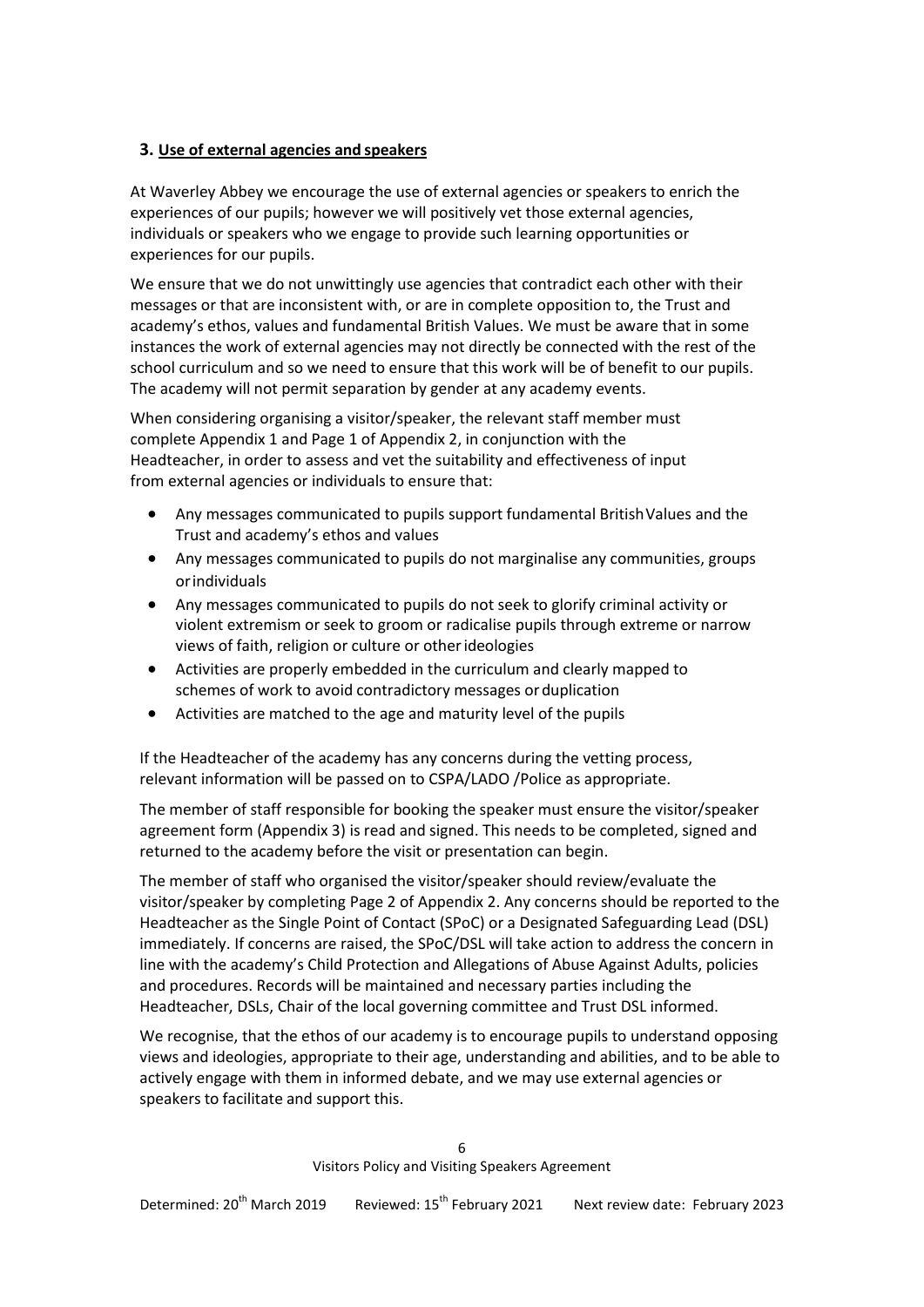## 3. Use of external agencies and speakers

At Waverley Abbey we encourage the use of external agencies or speakers to enrich the experiences of our pupils; however we will positively vet those external agencies, individuals or speakers who we engage to provide such learning opportunities or experiences for our pupils.

We ensure that we do not unwittingly use agencies that contradict each other with their messages or that are inconsistent with, or are in complete opposition to, the Trust and academy's ethos, values and fundamental British Values. We must be aware that in some instances the work of external agencies may not directly be connected with the rest of the school curriculum and so we need to ensure that this work will be of benefit to our pupils. The academy will not permit separation by gender at any academy events.

When considering organising a visitor/speaker, the relevant staff member must complete Appendix 1 and Page 1 of Appendix 2, in conjunction with the Headteacher, in order to assess and vet the suitability and effectiveness of input from external agencies or individuals to ensure that:

- Any messages communicated to pupils support fundamental British Values and the Trust and academy's ethos and values
- Any messages communicated to pupils do not marginalise any communities, groups or individuals
- Any messages communicated to pupils do not seek to glorify criminal activity or violent extremism or seek to groom or radicalise pupils through extreme or narrow views of faith, religion or culture or other ideologies
- Activities are properly embedded in the curriculum and clearly mapped to schemes of work to avoid contradictory messages or duplication
- Activities are matched to the age and maturity level of the pupils

If the Headteacher of the academy has any concerns during the vetting process, relevant information will be passed on to CSPA/LADO /Police as appropriate.

The member of staff responsible for booking the speaker must ensure the visitor/speaker agreement form (Appendix 3) is read and signed. This needs to be completed, signed and returned to the academy before the visit or presentation can begin.

The member of staff who organised the visitor/speaker should review/evaluate the visitor/speaker by completing Page 2 of Appendix 2. Any concerns should be reported to the Headteacher as the Single Point of Contact (SPoC) or a Designated Safeguarding Lead (DSL) immediately. If concerns are raised, the SPoC/DSL will take action to address the concern in line with the academy's Child Protection and Allegations of Abuse Against Adults, policies and procedures. Records will be maintained and necessary parties including the Headteacher, DSLs, Chair of the local governing committee and Trust DSL informed.

We recognise, that the ethos of our academy is to encourage pupils to understand opposing views and ideologies, appropriate to their age, understanding and abilities, and to be able to actively engage with them in informed debate, and we may use external agencies or speakers to facilitate and support this.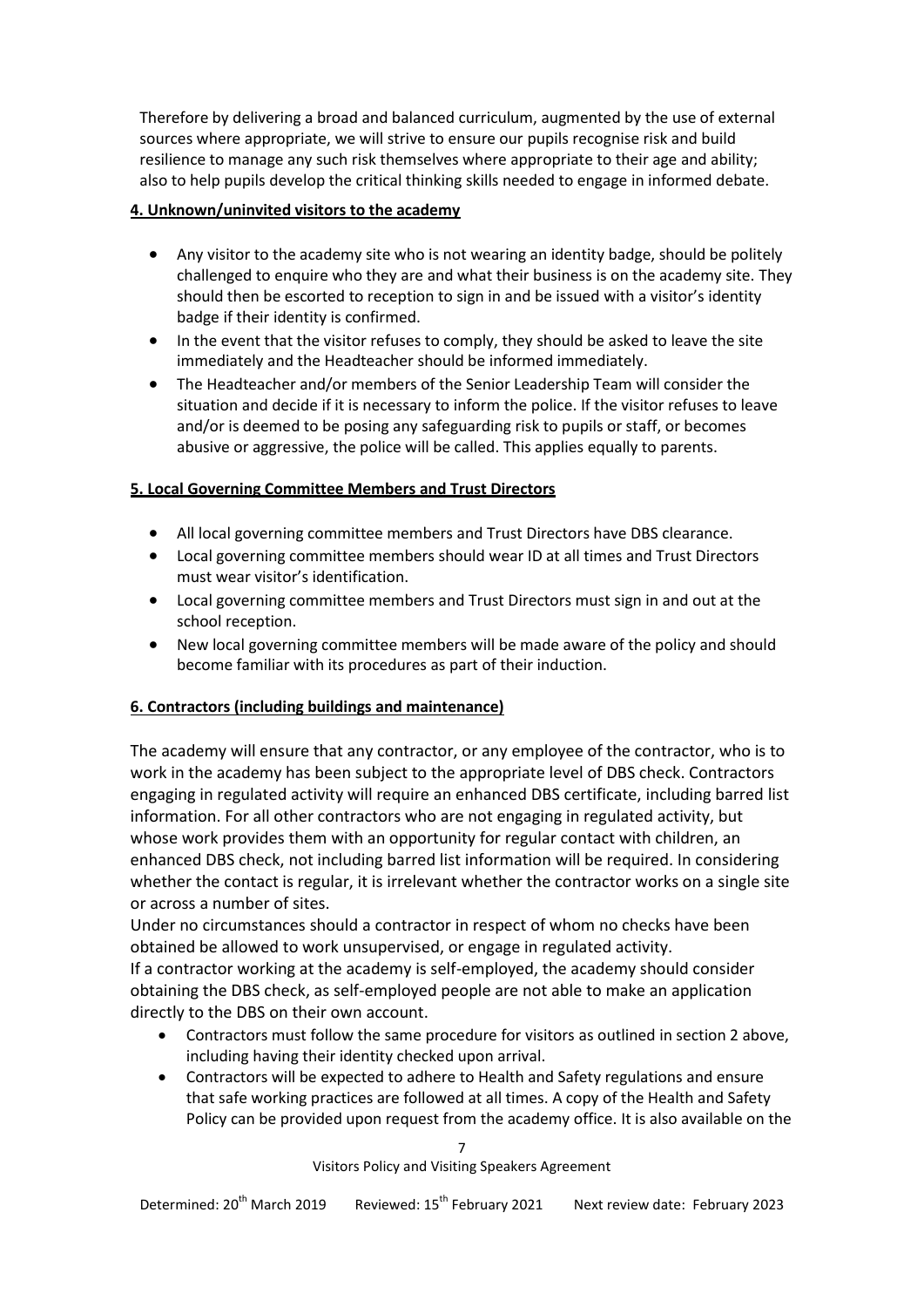Therefore by delivering a broad and balanced curriculum, augmented by the use of external sources where appropriate, we will strive to ensure our pupils recognise risk and build resilience to manage any such risk themselves where appropriate to their age and ability; also to help pupils develop the critical thinking skills needed to engage in informed debate.

## 4. Unknown/uninvited visitors to the academy

- Any visitor to the academy site who is not wearing an identity badge, should be politely challenged to enquire who they are and what their business is on the academy site. They should then be escorted to reception to sign in and be issued with a visitor's identity badge if their identity is confirmed.
- In the event that the visitor refuses to comply, they should be asked to leave the site immediately and the Headteacher should be informed immediately.
- The Headteacher and/or members of the Senior Leadership Team will consider the situation and decide if it is necessary to inform the police. If the visitor refuses to leave and/or is deemed to be posing any safeguarding risk to pupils or staff, or becomes abusive or aggressive, the police will be called. This applies equally to parents.

## 5. Local Governing Committee Members and Trust Directors

- All local governing committee members and Trust Directors have DBS clearance.
- Local governing committee members should wear ID at all times and Trust Directors must wear visitor's identification.
- Local governing committee members and Trust Directors must sign in and out at the school reception.
- New local governing committee members will be made aware of the policy and should become familiar with its procedures as part of their induction.

## 6. Contractors (including buildings and maintenance)

The academy will ensure that any contractor, or any employee of the contractor, who is to work in the academy has been subject to the appropriate level of DBS check. Contractors engaging in regulated activity will require an enhanced DBS certificate, including barred list information. For all other contractors who are not engaging in regulated activity, but whose work provides them with an opportunity for regular contact with children, an enhanced DBS check, not including barred list information will be required. In considering whether the contact is regular, it is irrelevant whether the contractor works on a single site or across a number of sites.

Under no circumstances should a contractor in respect of whom no checks have been obtained be allowed to work unsupervised, or engage in regulated activity.

If a contractor working at the academy is self-employed, the academy should consider obtaining the DBS check, as self-employed people are not able to make an application directly to the DBS on their own account.

- Contractors must follow the same procedure for visitors as outlined in section 2 above, including having their identity checked upon arrival.
- Contractors will be expected to adhere to Health and Safety regulations and ensure that safe working practices are followed at all times. A copy of the Health and Safety Policy can be provided upon request from the academy office. It is also available on the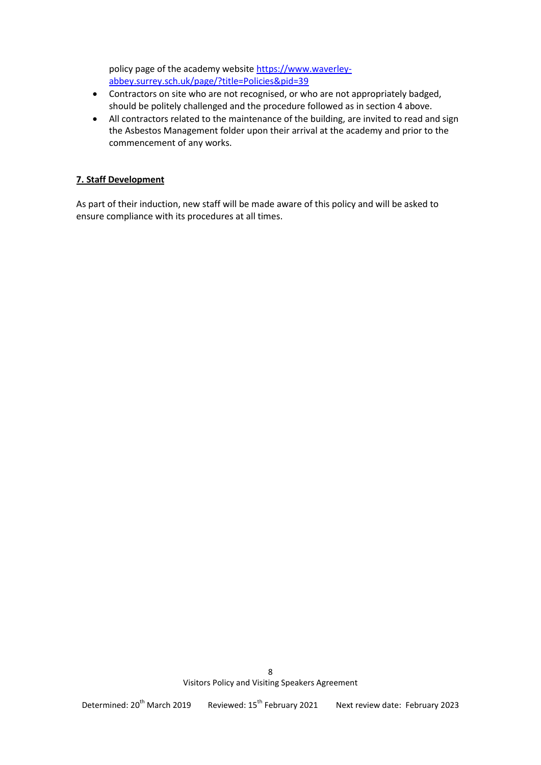policy page of the academy website [https://www.waverley-abbey.surrey.sch.uk/page/?title=Policies&pid=39](https://www.waverley-abbey.surrey.sch.uk/page/?title=Policies&pid=39)

- Contractors on site who are not recognised, or who are not appropriately badged, should be politely challenged and the procedure followed as in section 4 above.
- All contractors related to the maintenance of the building, are invited to read and sign the Asbestos Management folder upon their arrival at the academy and prior to the commencement of any works.

## 7. Staff Development

As part of their induction, new staff will be made aware of this policy and will be asked to ensure compliance with its procedures at all times.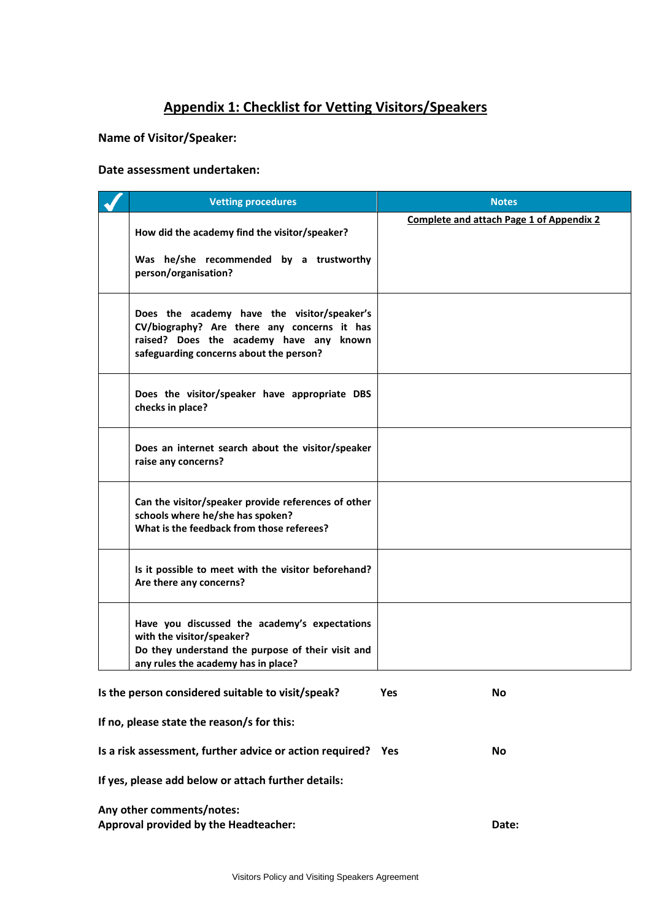# Appendix 1: Checklist for Vetting Visitors/Speakers

**Name of Visitor/Speaker:**

**Date assessment undertaken:**

| ✓ | Vetting procedures | Notes |
|---|---|---|
| | **How did the academy find the visitor/speaker?**<br><br>**Was he/she recommended by a trustworthy person/organisation?** | **Complete and attach Page 1 of Appendix 2** |
| | **Does the academy have the visitor/speaker's CV/biography? Are there any concerns it has raised? Does the academy have any known safeguarding concerns about the person?** | |
| | **Does the visitor/speaker have appropriate DBS checks in place?** | |
| | **Does an internet search about the visitor/speaker raise any concerns?** | |
| | **Can the visitor/speaker provide references of other schools where he/she has spoken?**<br>**What is the feedback from those referees?** | |
| | **Is it possible to meet with the visitor beforehand? Are there any concerns?** | |
| | **Have you discussed the academy's expectations with the visitor/speaker?**<br>**Do they understand the purpose of their visit and any rules the academy has in place?** | |

**Is the person considered suitable to visit/speak?** **Yes** **No**

**If no, please state the reason/s for this:**

**Is a risk assessment, further advice or action required?** **Yes** **No**

**If yes, please add below or attach further details:**

**Any other comments/notes:**

**Approval provided by the Headteacher:** **Date:**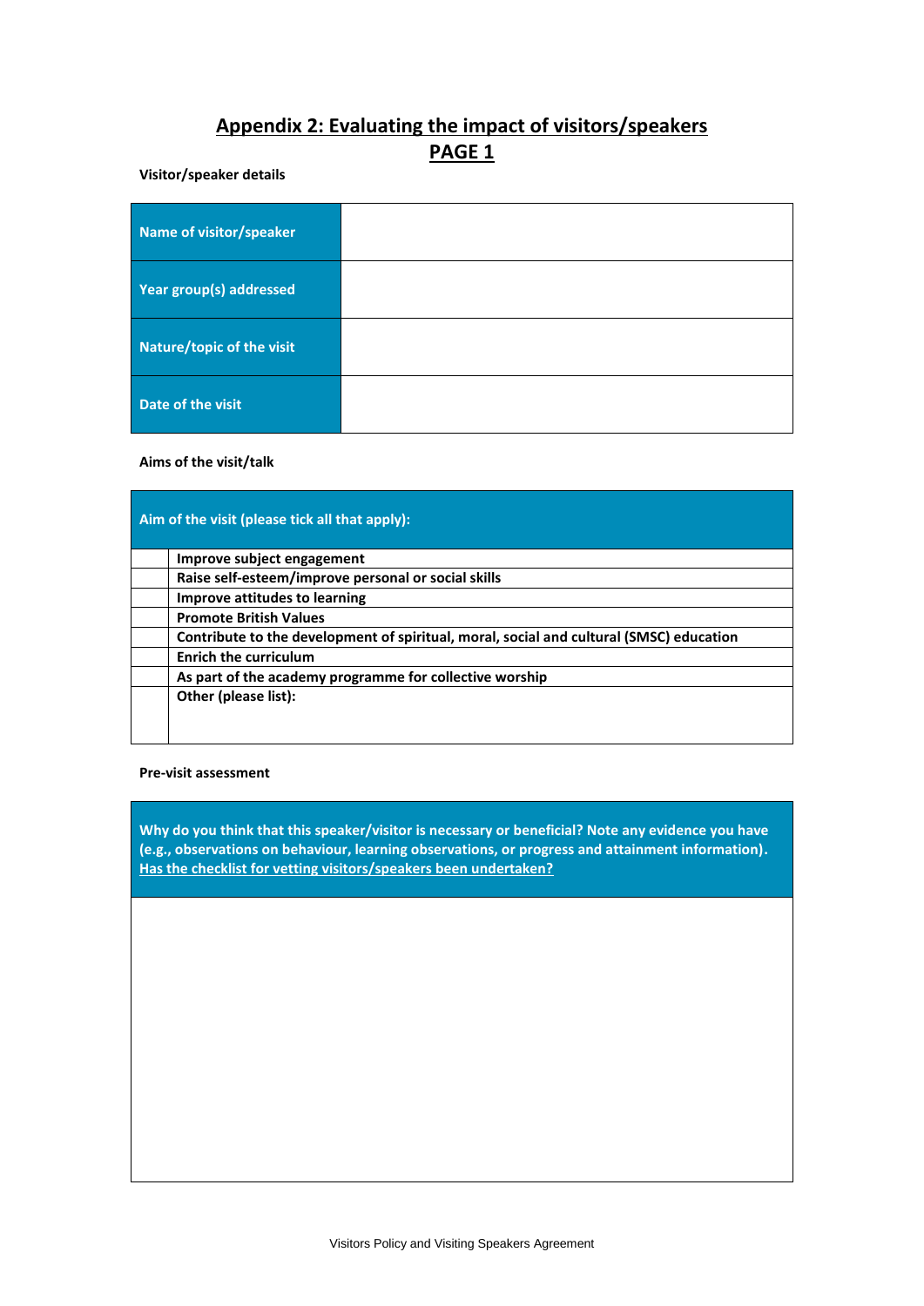# Appendix 2: Evaluating the impact of visitors/speakers

## PAGE 1

**Visitor/speaker details**

| | |
|---|---|
| **Name of visitor/speaker** | |
| **Year group(s) addressed** | |
| **Nature/topic of the visit** | |
| **Date of the visit** | |

**Aims of the visit/talk**

| **Aim of the visit (please tick all that apply):** | |
|---|---|
| | **Improve subject engagement** |
| | **Raise self-esteem/improve personal or social skills** |
| | **Improve attitudes to learning** |
| | **Promote British Values** |
| | **Contribute to the development of spiritual, moral, social and cultural (SMSC) education** |
| | **Enrich the curriculum** |
| | **As part of the academy programme for collective worship** |
| | **Other (please list):** |

**Pre-visit assessment**

| **Why do you think that this speaker/visitor is necessary or beneficial? Note any evidence you have (e.g., observations on behaviour, learning observations, or progress and attainment information).** **Has the checklist for vetting visitors/speakers been undertaken?** |
|---|
| |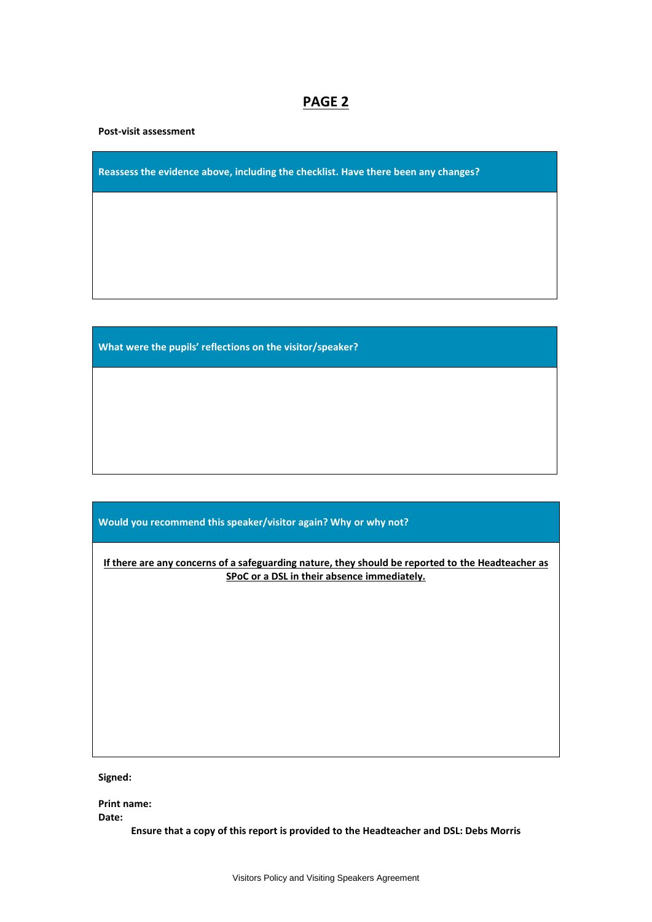## PAGE 2

**Post-visit assessment**

| Reassess the evidence above, including the checklist. Have there been any changes? |
| --- |
| |

| What were the pupils' reflections on the visitor/speaker? |
| --- |
| |

| Would you recommend this speaker/visitor again? Why or why not? |
| --- |
| **If there are any concerns of a safeguarding nature, they should be reported to the Headteacher as SPoC or a DSL in their absence immediately.** |

**Signed:**

**Print name:**

**Date:**

**Ensure that a copy of this report is provided to the Headteacher and DSL: Debs Morris**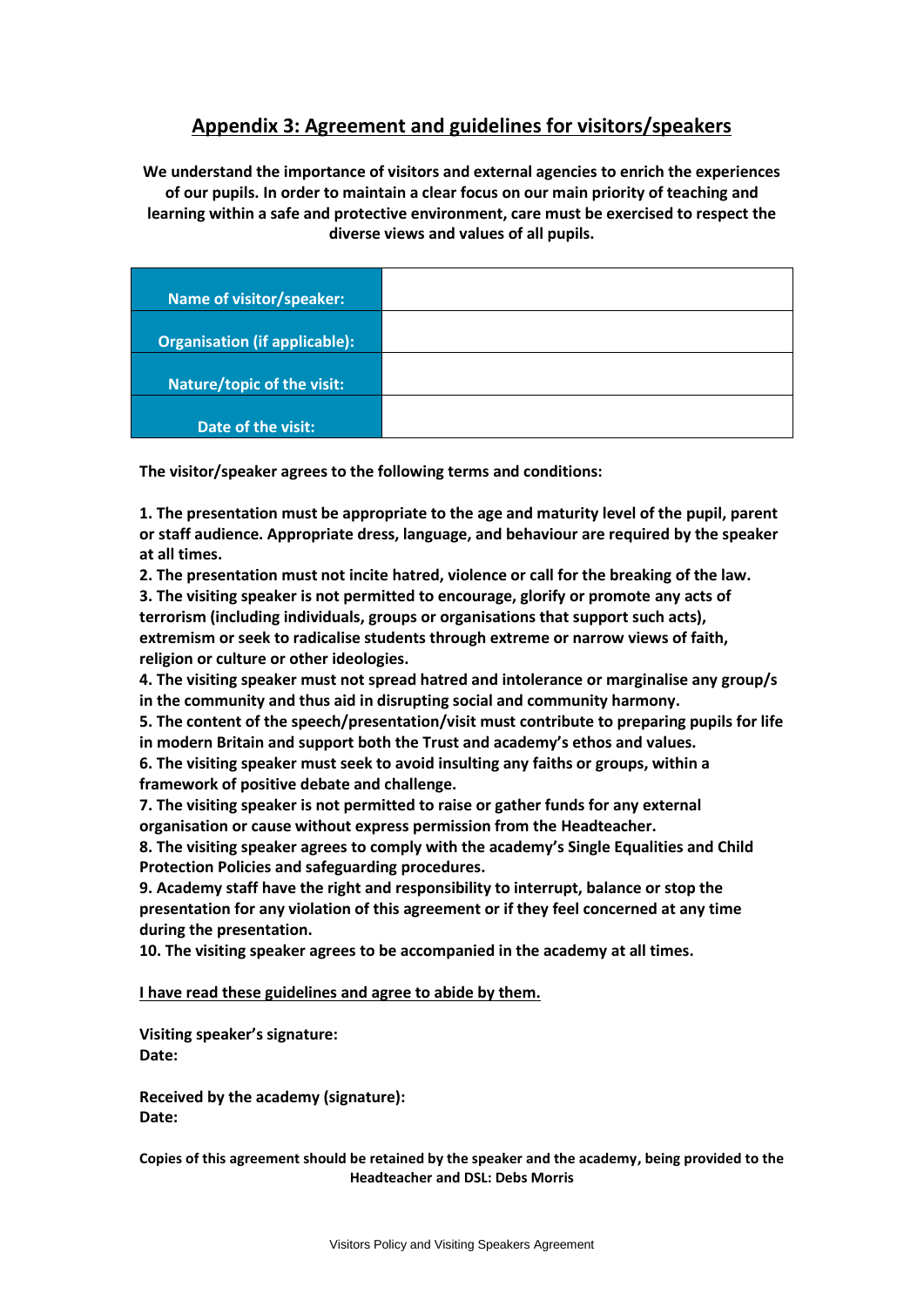## Appendix 3: Agreement and guidelines for visitors/speakers

**We understand the importance of visitors and external agencies to enrich the experiences of our pupils. In order to maintain a clear focus on our main priority of teaching and learning within a safe and protective environment, care must be exercised to respect the diverse views and values of all pupils.**

| | |
|---|---|
| **Name of visitor/speaker:** | |
| **Organisation (if applicable):** | |
| **Nature/topic of the visit:** | |
| **Date of the visit:** | |

**The visitor/speaker agrees to the following terms and conditions:**

**1. The presentation must be appropriate to the age and maturity level of the pupil, parent or staff audience. Appropriate dress, language, and behaviour are required by the speaker at all times.**
**2. The presentation must not incite hatred, violence or call for the breaking of the law.**
**3. The visiting speaker is not permitted to encourage, glorify or promote any acts of terrorism (including individuals, groups or organisations that support such acts), extremism or seek to radicalise students through extreme or narrow views of faith, religion or culture or other ideologies.**
**4. The visiting speaker must not spread hatred and intolerance or marginalise any group/s in the community and thus aid in disrupting social and community harmony.**
**5. The content of the speech/presentation/visit must contribute to preparing pupils for life in modern Britain and support both the Trust and academy's ethos and values.**
**6. The visiting speaker must seek to avoid insulting any faiths or groups, within a framework of positive debate and challenge.**
**7. The visiting speaker is not permitted to raise or gather funds for any external organisation or cause without express permission from the Headteacher.**
**8. The visiting speaker agrees to comply with the academy's Single Equalities and Child Protection Policies and safeguarding procedures.**
**9. Academy staff have the right and responsibility to interrupt, balance or stop the presentation for any violation of this agreement or if they feel concerned at any time during the presentation.**
**10. The visiting speaker agrees to be accompanied in the academy at all times.**

**<u>I have read these guidelines and agree to abide by them.</u>**

**Visiting speaker's signature:**
**Date:**

**Received by the academy (signature):**
**Date:**

**Copies of this agreement should be retained by the speaker and the academy, being provided to the Headteacher and DSL: Debs Morris**